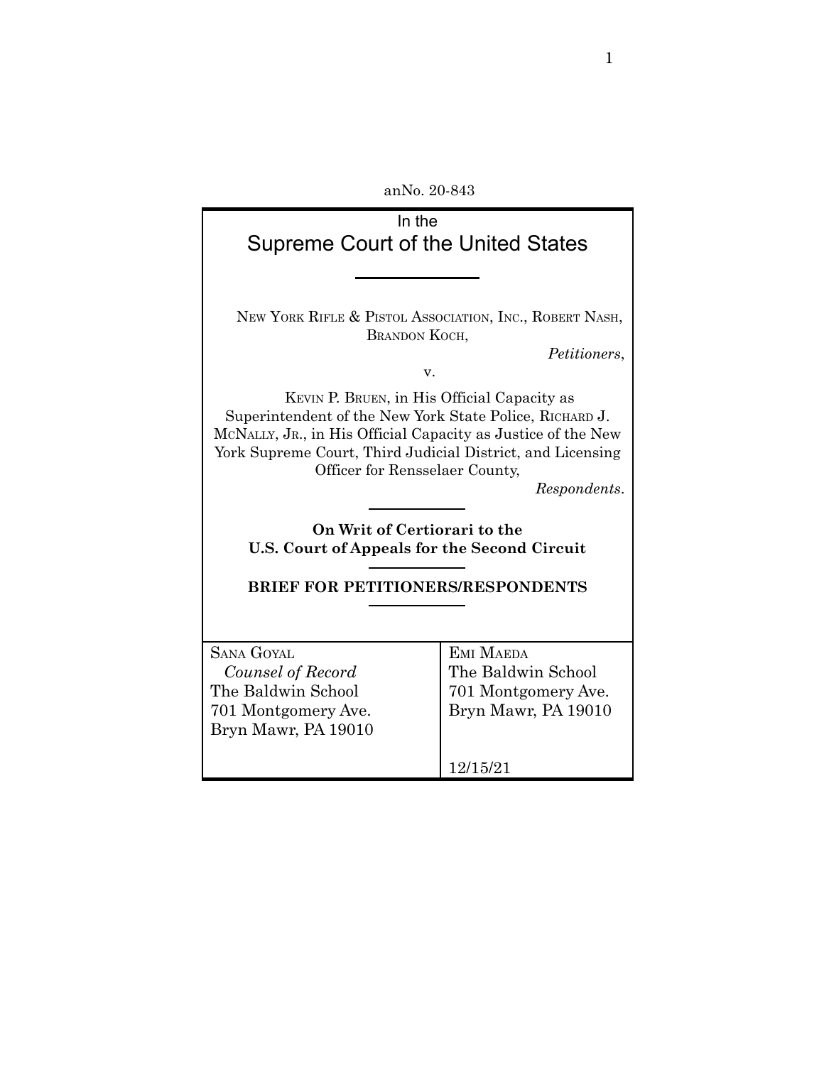anNo. 20-843

In the

# Supreme Court of the United States

New York Rifle & Pistol Association, Inc., Robert Nash, Brandon Koch,

*Petitioners*,

v.

Kevin P. Bruen, in His Official Capacity as Superintendent of the New York State Police, Richard J. McNally, Jr., in His Official Capacity as Justice of the New York Supreme Court, Third Judicial District, and Licensing Officer for Rensselaer County,

*Respondents*.

**On Writ of Certiorari to the U.S. Court of Appeals for the Second Circuit**

**BRIEF FOR PETITIONERS/RESPONDENTS**

| | |
|---|---|
| Sana Goyal<br>*Counsel of Record*<br>The Baldwin School<br>701 Montgomery Ave.<br>Bryn Mawr, PA 19010 | Emi Maeda<br>The Baldwin School<br>701 Montgomery Ave.<br>Bryn Mawr, PA 19010<br><br>12/15/21 |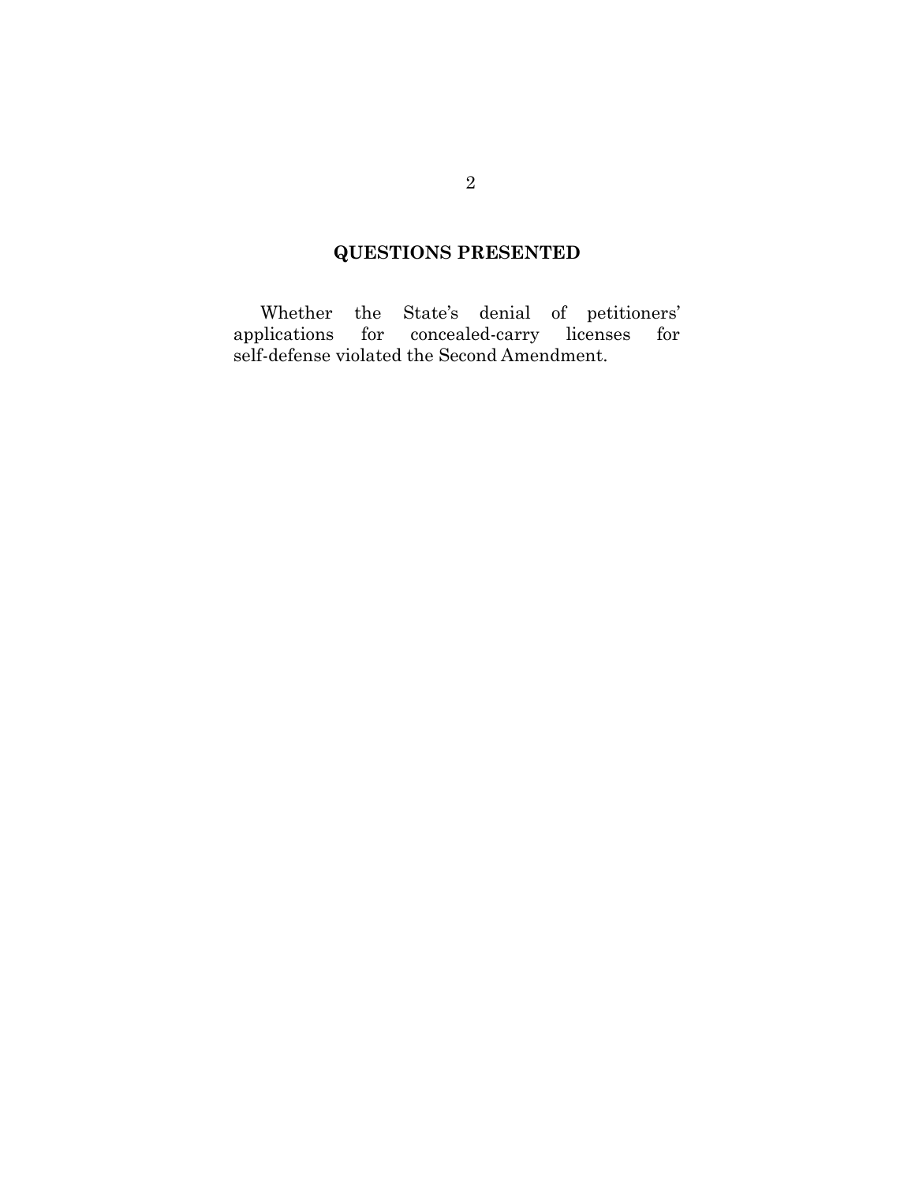## QUESTIONS PRESENTED

Whether the State's denial of petitioners' applications for concealed-carry licenses for self-defense violated the Second Amendment.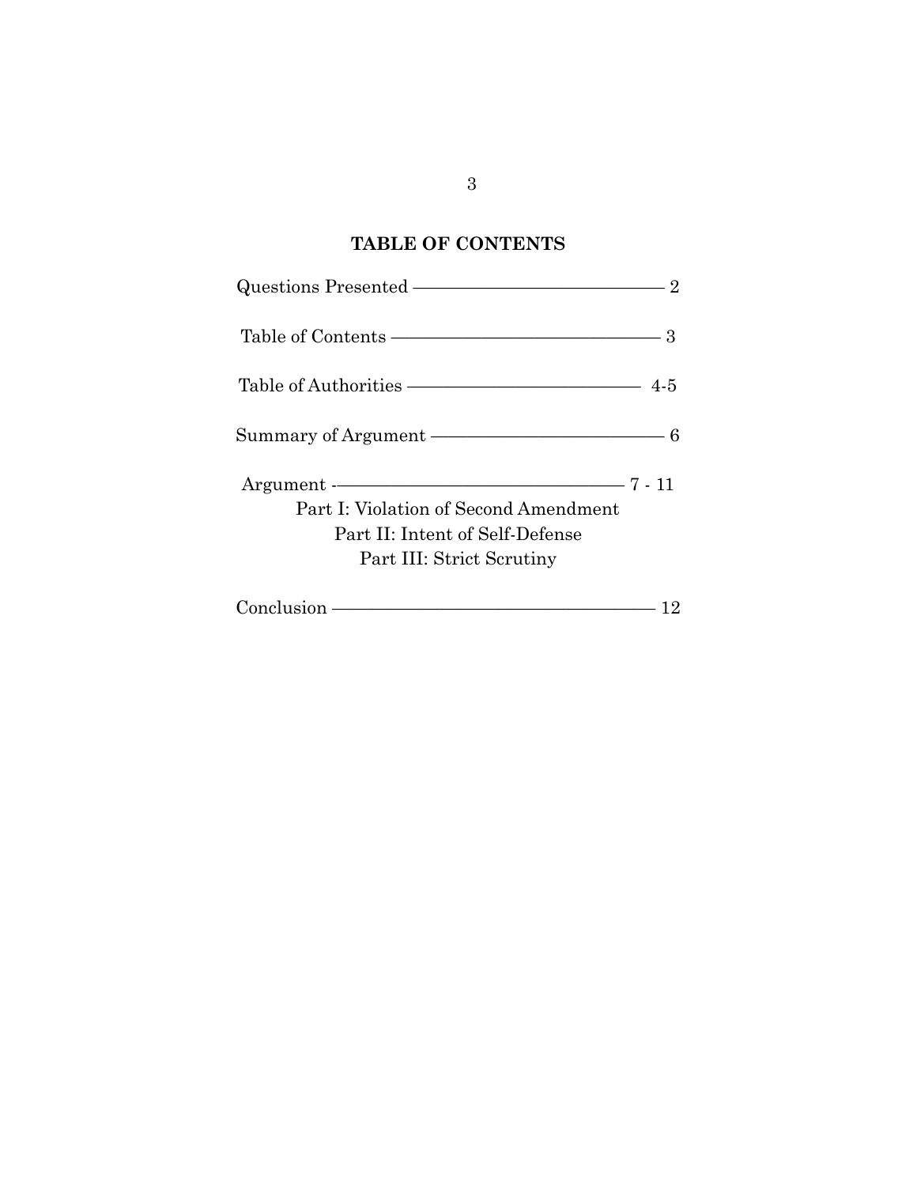## TABLE OF CONTENTS

Questions Presented ———————————— 2

Table of Contents ———————————— 3

Table of Authorities ——————————— 4-5

Summary of Argument ——————————— 6

Argument -———————————————— 7 - 11

Part I: Violation of Second Amendment

Part II: Intent of Self-Defense

Part III: Strict Scrutiny

Conclusion ————————————————— 12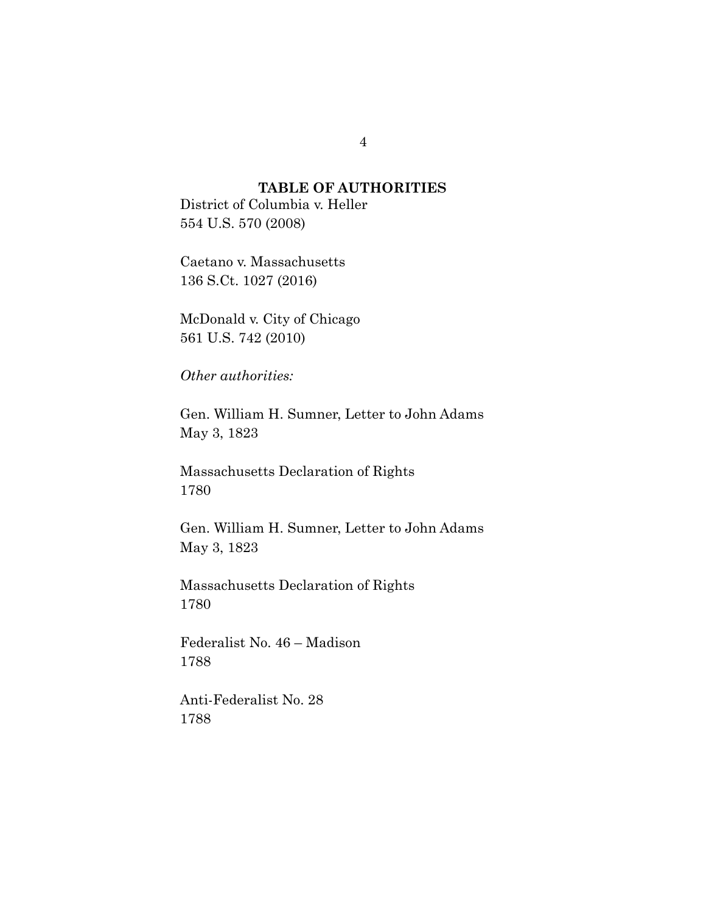**TABLE OF AUTHORITIES**

District of Columbia v. Heller
554 U.S. 570 (2008)

Caetano v. Massachusetts
136 S.Ct. 1027 (2016)

McDonald v. City of Chicago
561 U.S. 742 (2010)

*Other authorities:*

Gen. William H. Sumner, Letter to John Adams
May 3, 1823

Massachusetts Declaration of Rights
1780

Gen. William H. Sumner, Letter to John Adams
May 3, 1823

Massachusetts Declaration of Rights
1780

Federalist No. 46 – Madison
1788

Anti-Federalist No. 28
1788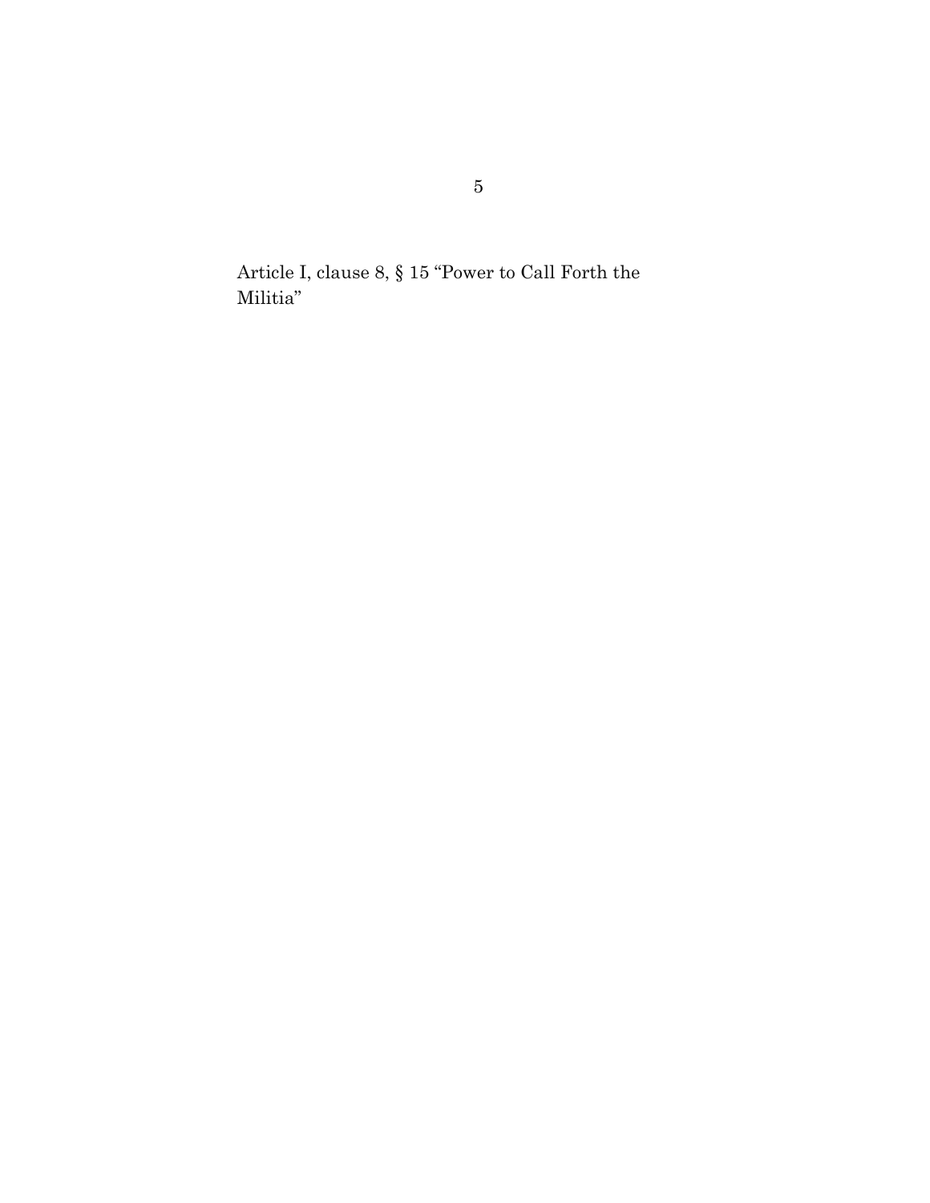Article I, clause 8, § 15 "Power to Call Forth the Militia"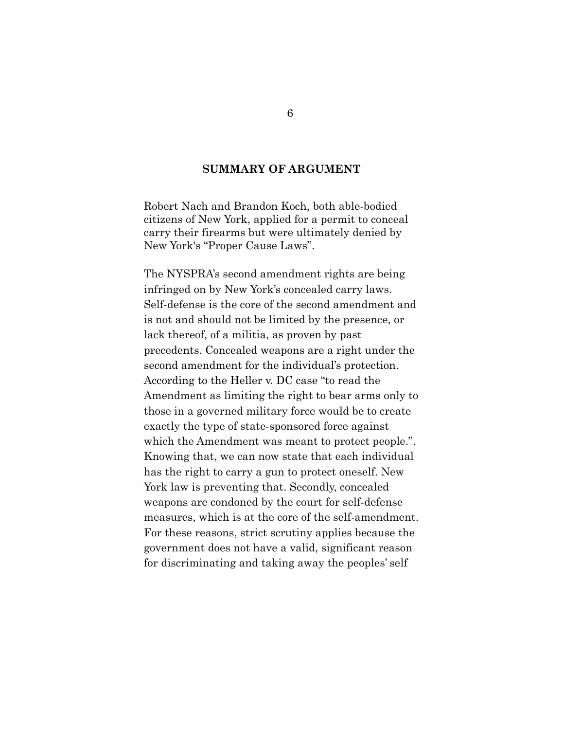## SUMMARY OF ARGUMENT

Robert Nach and Brandon Koch, both able-bodied citizens of New York, applied for a permit to conceal carry their firearms but were ultimately denied by New York's "Proper Cause Laws".

The NYSPRA's second amendment rights are being infringed on by New York's concealed carry laws. Self-defense is the core of the second amendment and is not and should not be limited by the presence, or lack thereof, of a militia, as proven by past precedents. Concealed weapons are a right under the second amendment for the individual's protection. According to the Heller v. DC case "to read the Amendment as limiting the right to bear arms only to those in a governed military force would be to create exactly the type of state-sponsored force against which the Amendment was meant to protect people.". Knowing that, we can now state that each individual has the right to carry a gun to protect oneself. New York law is preventing that. Secondly, concealed weapons are condoned by the court for self-defense measures, which is at the core of the self-amendment. For these reasons, strict scrutiny applies because the government does not have a valid, significant reason for discriminating and taking away the peoples' self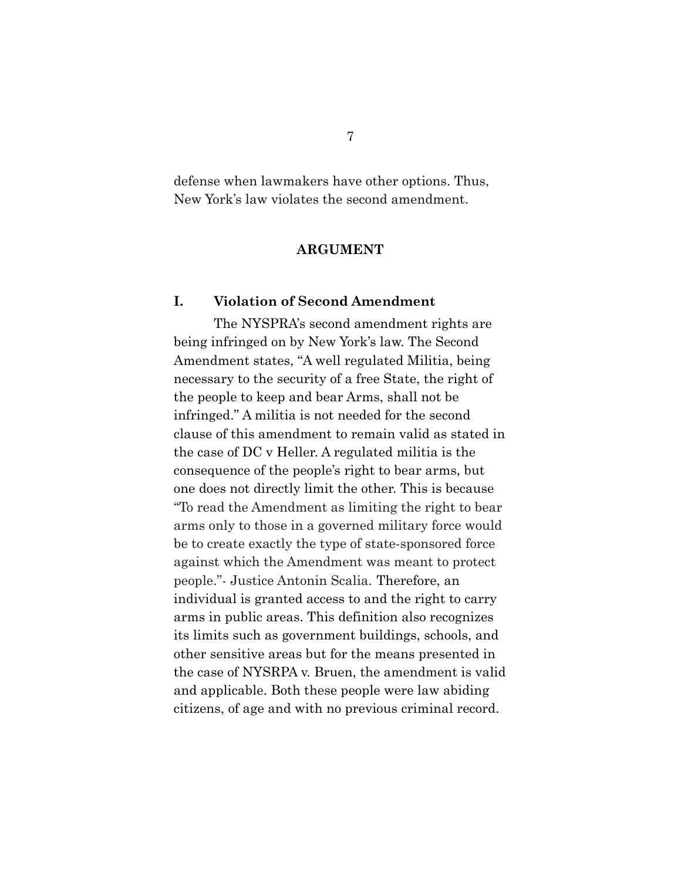defense when lawmakers have other options. Thus, New York's law violates the second amendment.

## ARGUMENT

### I. Violation of Second Amendment

The NYSPRA's second amendment rights are being infringed on by New York's law. The Second Amendment states, "A well regulated Militia, being necessary to the security of a free State, the right of the people to keep and bear Arms, shall not be infringed." A militia is not needed for the second clause of this amendment to remain valid as stated in the case of DC v Heller. A regulated militia is the consequence of the people's right to bear arms, but one does not directly limit the other. This is because "To read the Amendment as limiting the right to bear arms only to those in a governed military force would be to create exactly the type of state-sponsored force against which the Amendment was meant to protect people."- Justice Antonin Scalia. Therefore, an individual is granted access to and the right to carry arms in public areas. This definition also recognizes its limits such as government buildings, schools, and other sensitive areas but for the means presented in the case of NYSRPA v. Bruen, the amendment is valid and applicable. Both these people were law abiding citizens, of age and with no previous criminal record.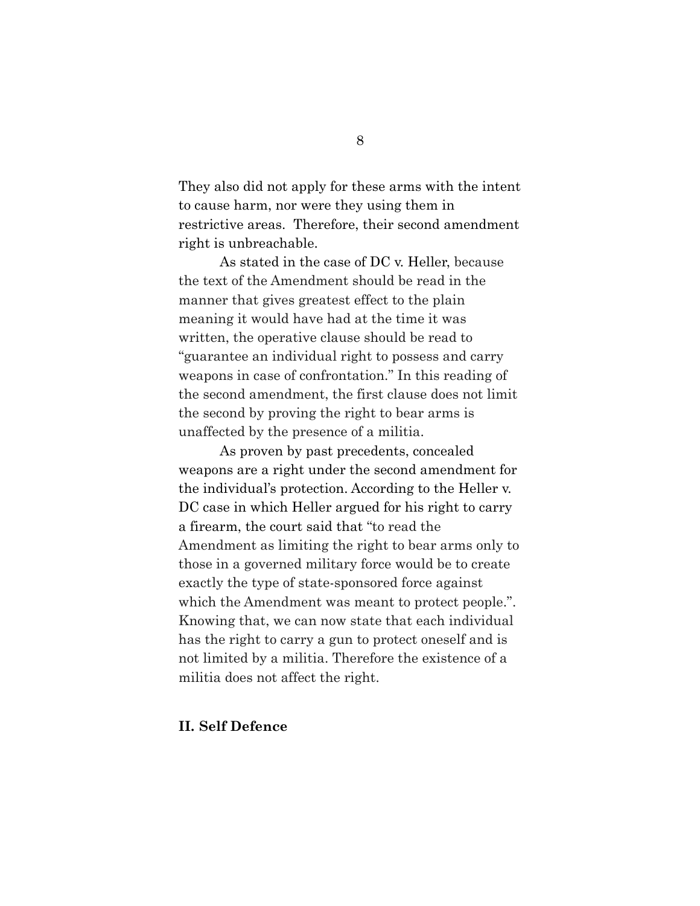They also did not apply for these arms with the intent to cause harm, nor were they using them in restrictive areas. Therefore, their second amendment right is unbreachable.

As stated in the case of DC v. Heller, because the text of the Amendment should be read in the manner that gives greatest effect to the plain meaning it would have had at the time it was written, the operative clause should be read to "guarantee an individual right to possess and carry weapons in case of confrontation." In this reading of the second amendment, the first clause does not limit the second by proving the right to bear arms is unaffected by the presence of a militia.

As proven by past precedents, concealed weapons are a right under the second amendment for the individual's protection. According to the Heller v. DC case in which Heller argued for his right to carry a firearm, the court said that "to read the Amendment as limiting the right to bear arms only to those in a governed military force would be to create exactly the type of state-sponsored force against which the Amendment was meant to protect people.". Knowing that, we can now state that each individual has the right to carry a gun to protect oneself and is not limited by a militia. Therefore the existence of a militia does not affect the right.

## II. Self Defence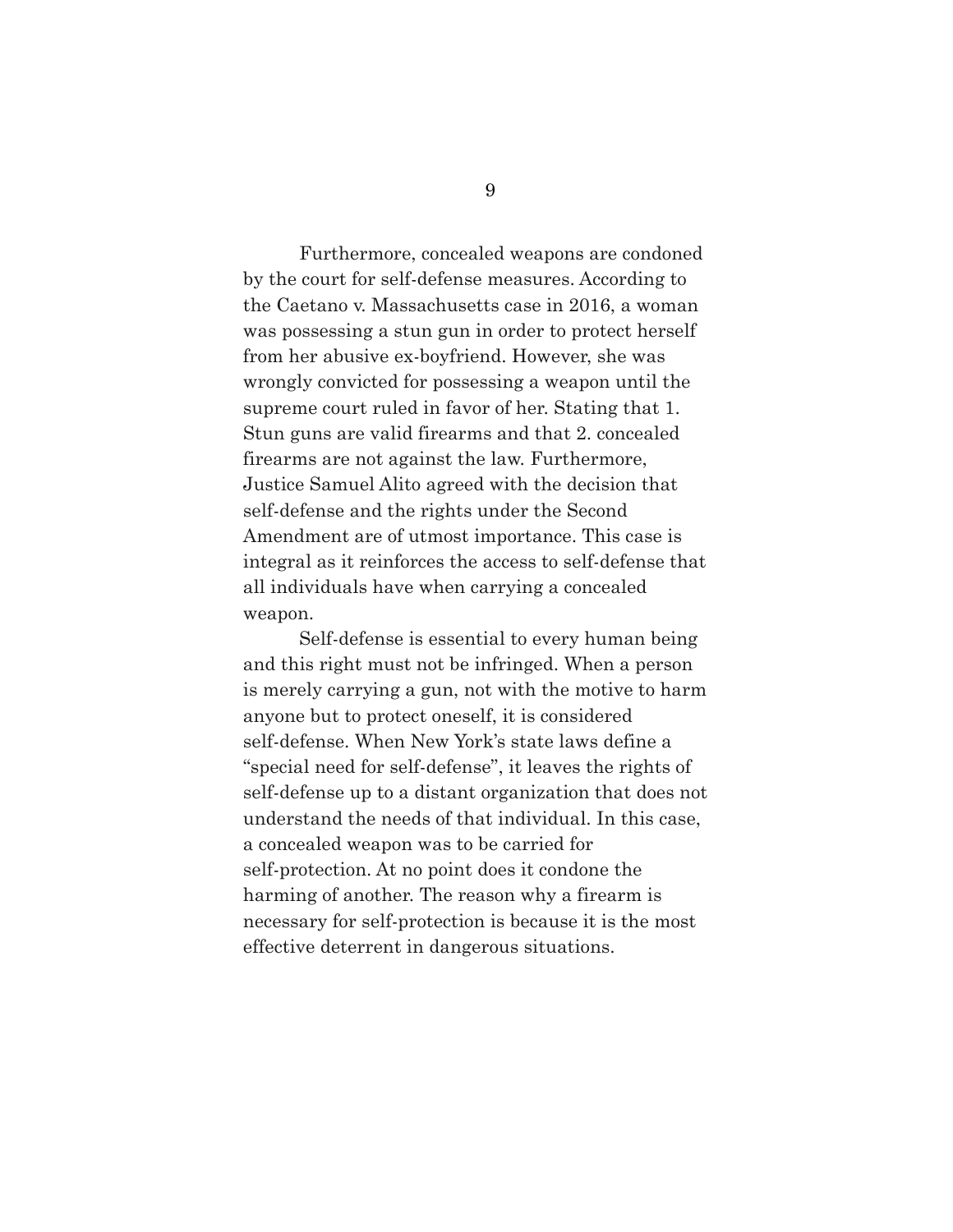Furthermore, concealed weapons are condoned by the court for self-defense measures. According to the Caetano v. Massachusetts case in 2016, a woman was possessing a stun gun in order to protect herself from her abusive ex-boyfriend. However, she was wrongly convicted for possessing a weapon until the supreme court ruled in favor of her. Stating that 1. Stun guns are valid firearms and that 2. concealed firearms are not against the law. Furthermore, Justice Samuel Alito agreed with the decision that self-defense and the rights under the Second Amendment are of utmost importance. This case is integral as it reinforces the access to self-defense that all individuals have when carrying a concealed weapon.

Self-defense is essential to every human being and this right must not be infringed. When a person is merely carrying a gun, not with the motive to harm anyone but to protect oneself, it is considered self-defense. When New York's state laws define a "special need for self-defense", it leaves the rights of self-defense up to a distant organization that does not understand the needs of that individual. In this case, a concealed weapon was to be carried for self-protection. At no point does it condone the harming of another. The reason why a firearm is necessary for self-protection is because it is the most effective deterrent in dangerous situations.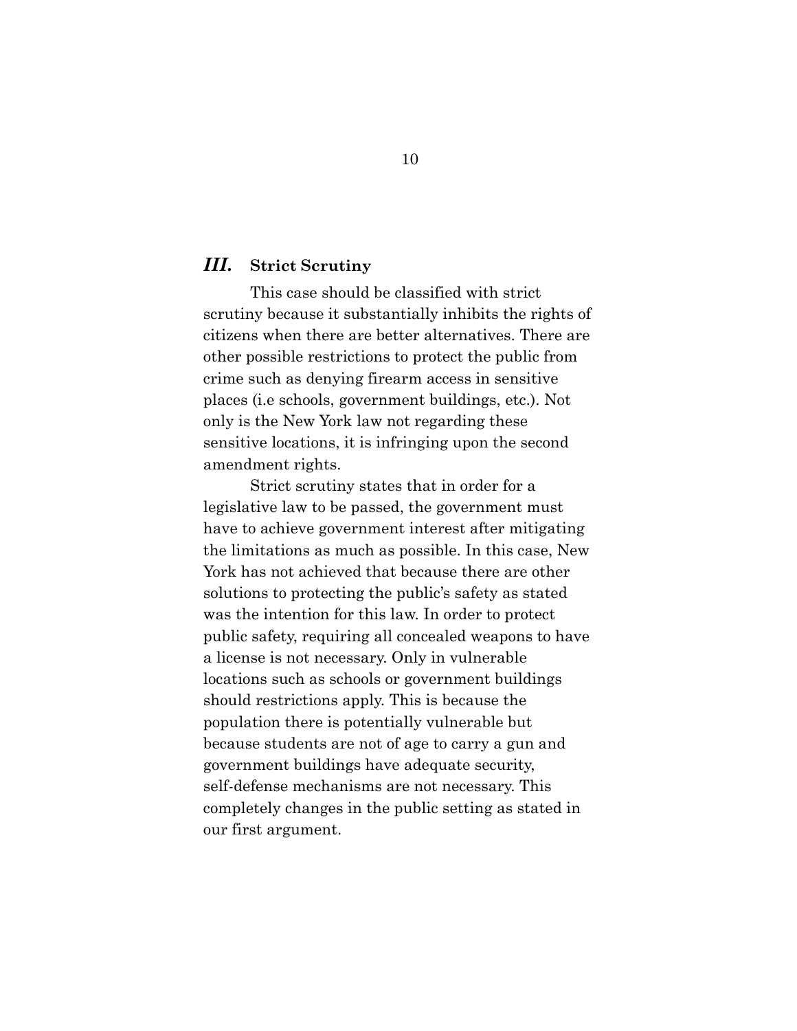## *III.* **Strict Scrutiny**

This case should be classified with strict scrutiny because it substantially inhibits the rights of citizens when there are better alternatives. There are other possible restrictions to protect the public from crime such as denying firearm access in sensitive places (i.e schools, government buildings, etc.). Not only is the New York law not regarding these sensitive locations, it is infringing upon the second amendment rights.

Strict scrutiny states that in order for a legislative law to be passed, the government must have to achieve government interest after mitigating the limitations as much as possible. In this case, New York has not achieved that because there are other solutions to protecting the public's safety as stated was the intention for this law. In order to protect public safety, requiring all concealed weapons to have a license is not necessary. Only in vulnerable locations such as schools or government buildings should restrictions apply. This is because the population there is potentially vulnerable but because students are not of age to carry a gun and government buildings have adequate security, self-defense mechanisms are not necessary. This completely changes in the public setting as stated in our first argument.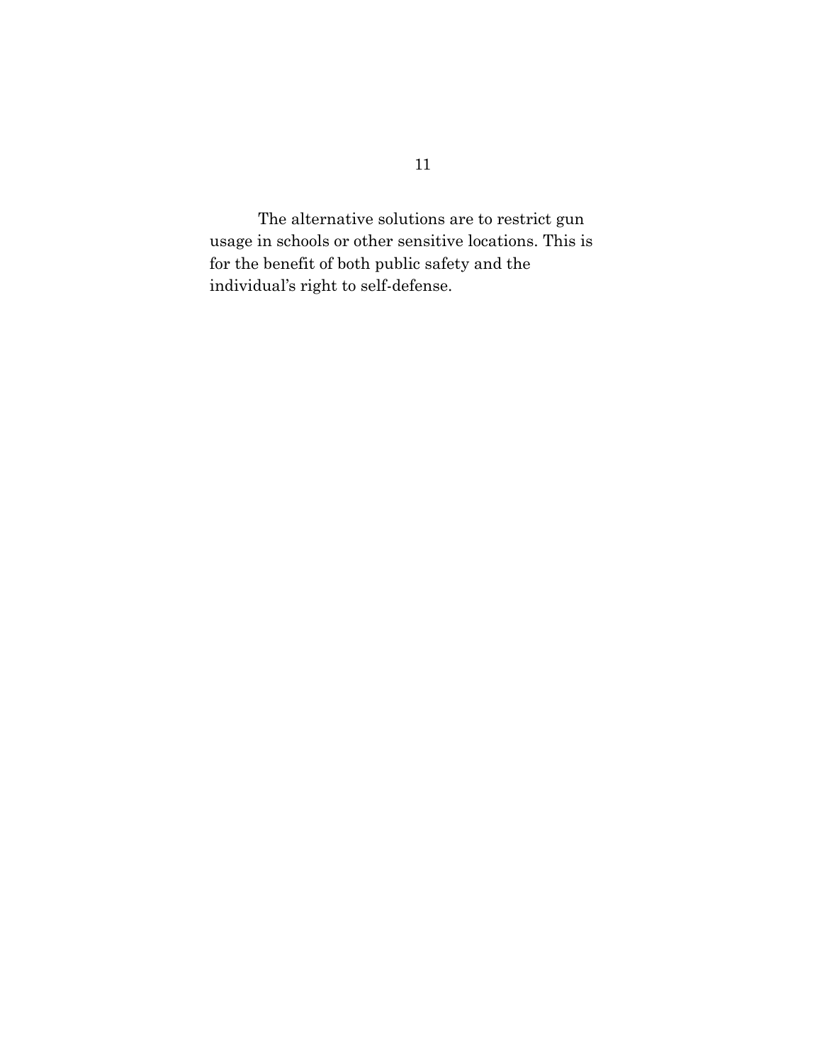The alternative solutions are to restrict gun usage in schools or other sensitive locations. This is for the benefit of both public safety and the individual's right to self-defense.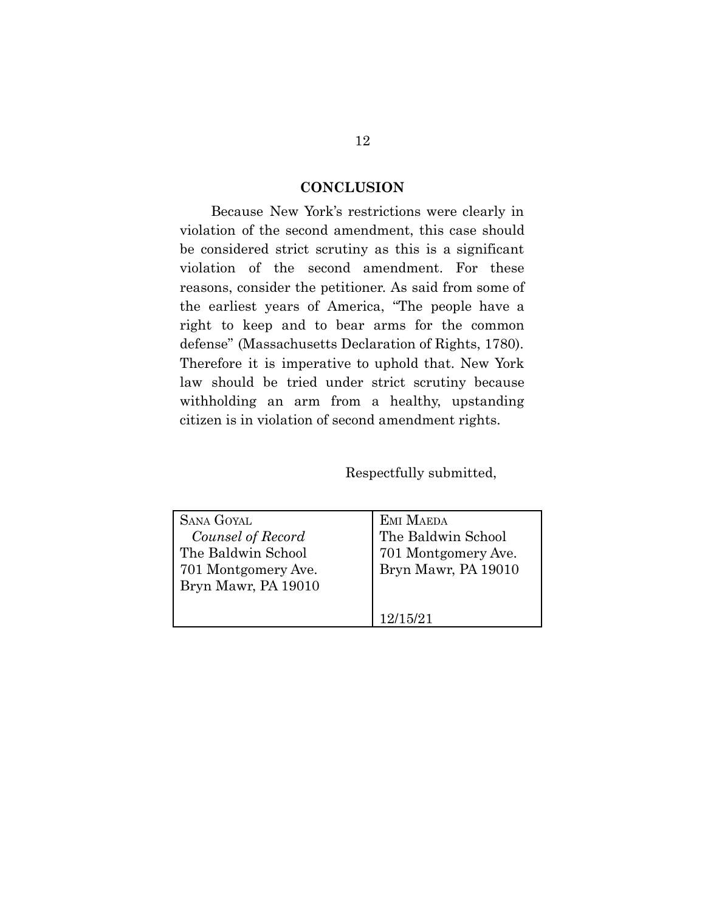## CONCLUSION

Because New York's restrictions were clearly in violation of the second amendment, this case should be considered strict scrutiny as this is a significant violation of the second amendment. For these reasons, consider the petitioner. As said from some of the earliest years of America, "The people have a right to keep and to bear arms for the common defense" (Massachusetts Declaration of Rights, 1780). Therefore it is imperative to uphold that. New York law should be tried under strict scrutiny because withholding an arm from a healthy, upstanding citizen is in violation of second amendment rights.

Respectfully submitted,

| | |
|---|---|
| SANA GOYAL<br>*Counsel of Record*<br>The Baldwin School<br>701 Montgomery Ave.<br>Bryn Mawr, PA 19010 | EMI MAEDA<br>The Baldwin School<br>701 Montgomery Ave.<br>Bryn Mawr, PA 19010<br><br>12/15/21 |